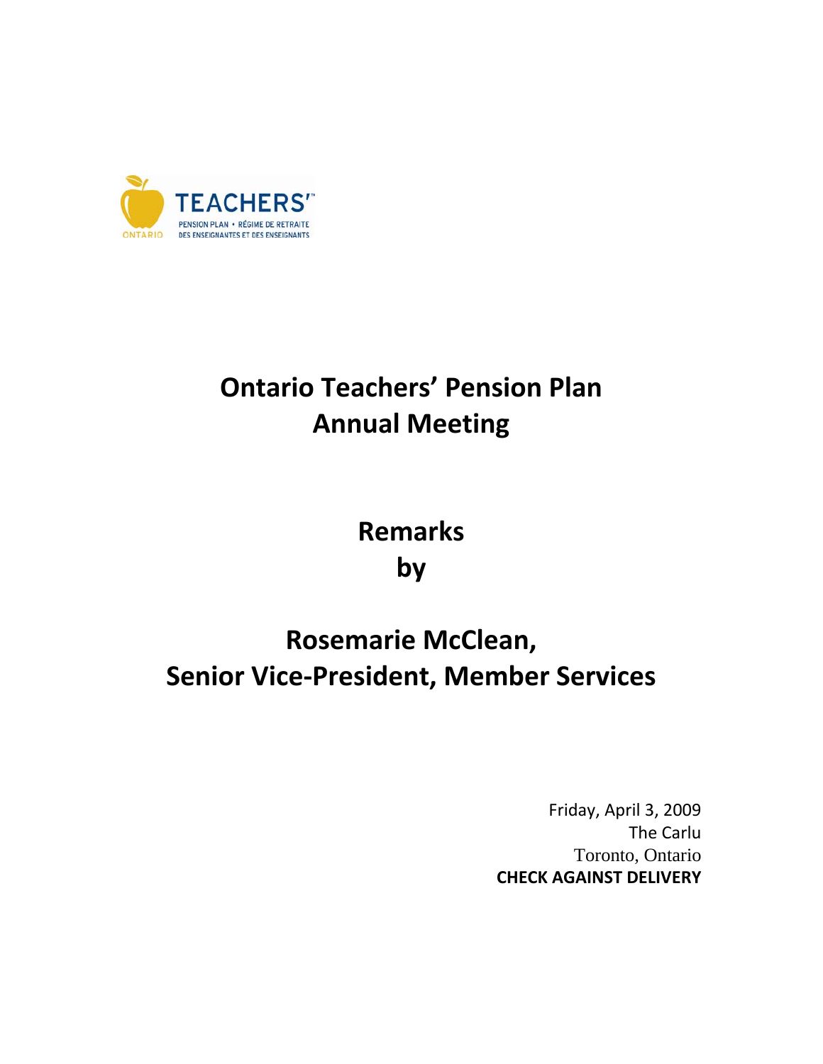TEACHERS'

PENSION PLAN • RÉGIME DE RETRAITE DES ENSEIGNANTES ET DES ENSEIGNANTS

ONTARIO

# Ontario Teachers' Pension Plan Annual Meeting

## Remarks by

## Rosemarie McClean, Senior Vice-President, Member Services

Friday, April 3, 2009
The Carlu
Toronto, Ontario
**CHECK AGAINST DELIVERY**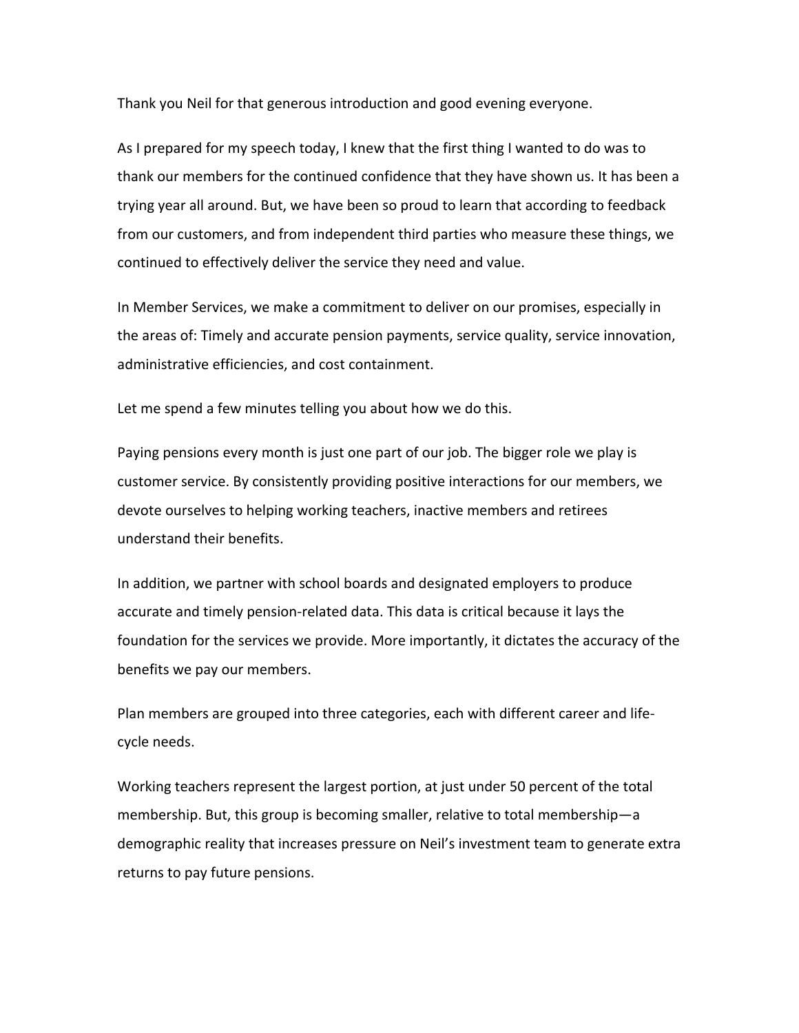Thank you Neil for that generous introduction and good evening everyone.

As I prepared for my speech today, I knew that the first thing I wanted to do was to thank our members for the continued confidence that they have shown us. It has been a trying year all around. But, we have been so proud to learn that according to feedback from our customers, and from independent third parties who measure these things, we continued to effectively deliver the service they need and value.

In Member Services, we make a commitment to deliver on our promises, especially in the areas of: Timely and accurate pension payments, service quality, service innovation, administrative efficiencies, and cost containment.

Let me spend a few minutes telling you about how we do this.

Paying pensions every month is just one part of our job. The bigger role we play is customer service. By consistently providing positive interactions for our members, we devote ourselves to helping working teachers, inactive members and retirees understand their benefits.

In addition, we partner with school boards and designated employers to produce accurate and timely pension-related data. This data is critical because it lays the foundation for the services we provide. More importantly, it dictates the accuracy of the benefits we pay our members.

Plan members are grouped into three categories, each with different career and life-cycle needs.

Working teachers represent the largest portion, at just under 50 percent of the total membership. But, this group is becoming smaller, relative to total membership—a demographic reality that increases pressure on Neil's investment team to generate extra returns to pay future pensions.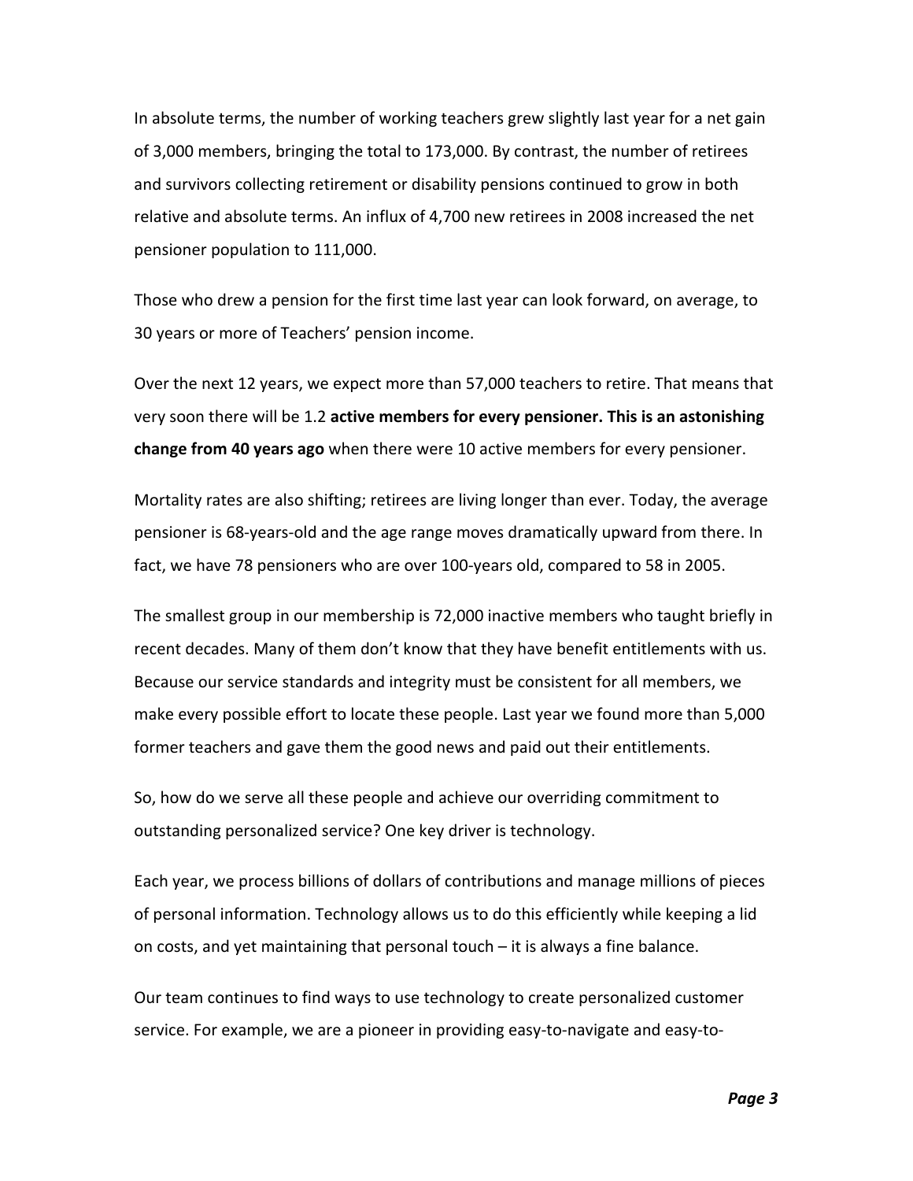In absolute terms, the number of working teachers grew slightly last year for a net gain of 3,000 members, bringing the total to 173,000. By contrast, the number of retirees and survivors collecting retirement or disability pensions continued to grow in both relative and absolute terms. An influx of 4,700 new retirees in 2008 increased the net pensioner population to 111,000.

Those who drew a pension for the first time last year can look forward, on average, to 30 years or more of Teachers' pension income.

Over the next 12 years, we expect more than 57,000 teachers to retire. That means that very soon there will be 1.2 **active members for every pensioner. This is an astonishing change from 40 years ago** when there were 10 active members for every pensioner.

Mortality rates are also shifting; retirees are living longer than ever. Today, the average pensioner is 68-years-old and the age range moves dramatically upward from there. In fact, we have 78 pensioners who are over 100-years old, compared to 58 in 2005.

The smallest group in our membership is 72,000 inactive members who taught briefly in recent decades. Many of them don't know that they have benefit entitlements with us. Because our service standards and integrity must be consistent for all members, we make every possible effort to locate these people. Last year we found more than 5,000 former teachers and gave them the good news and paid out their entitlements.

So, how do we serve all these people and achieve our overriding commitment to outstanding personalized service? One key driver is technology.

Each year, we process billions of dollars of contributions and manage millions of pieces of personal information. Technology allows us to do this efficiently while keeping a lid on costs, and yet maintaining that personal touch – it is always a fine balance.

Our team continues to find ways to use technology to create personalized customer service. For example, we are a pioneer in providing easy-to-navigate and easy-to-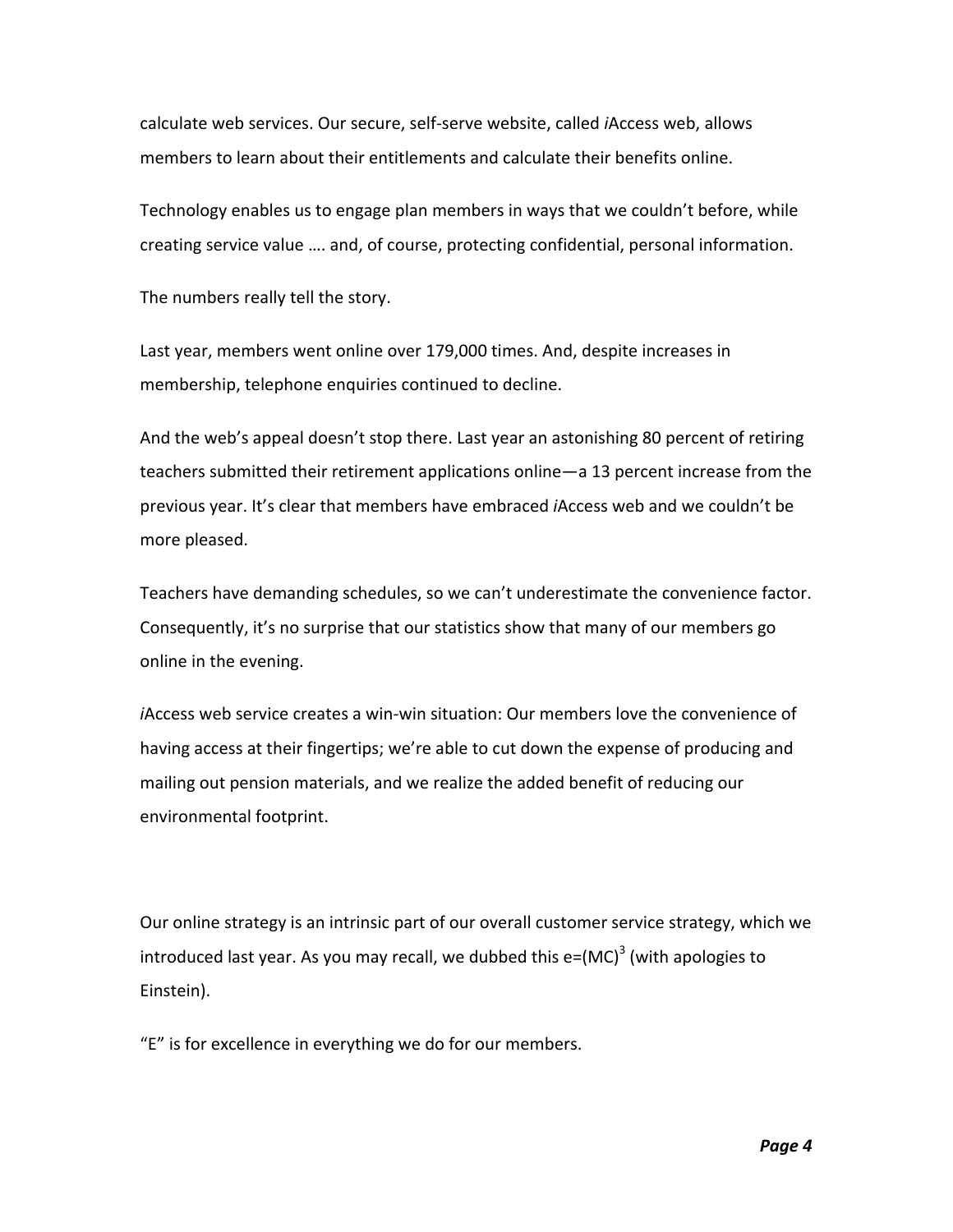calculate web services. Our secure, self-serve website, called *i*Access web, allows members to learn about their entitlements and calculate their benefits online.

Technology enables us to engage plan members in ways that we couldn't before, while creating service value …. and, of course, protecting confidential, personal information.

The numbers really tell the story.

Last year, members went online over 179,000 times. And, despite increases in membership, telephone enquiries continued to decline.

And the web's appeal doesn't stop there. Last year an astonishing 80 percent of retiring teachers submitted their retirement applications online—a 13 percent increase from the previous year. It's clear that members have embraced *i*Access web and we couldn't be more pleased.

Teachers have demanding schedules, so we can't underestimate the convenience factor. Consequently, it's no surprise that our statistics show that many of our members go online in the evening.

*i*Access web service creates a win-win situation: Our members love the convenience of having access at their fingertips; we're able to cut down the expense of producing and mailing out pension materials, and we realize the added benefit of reducing our environmental footprint.

Our online strategy is an intrinsic part of our overall customer service strategy, which we introduced last year. As you may recall, we dubbed this $e=(MC)^3$ (with apologies to Einstein).

"E" is for excellence in everything we do for our members.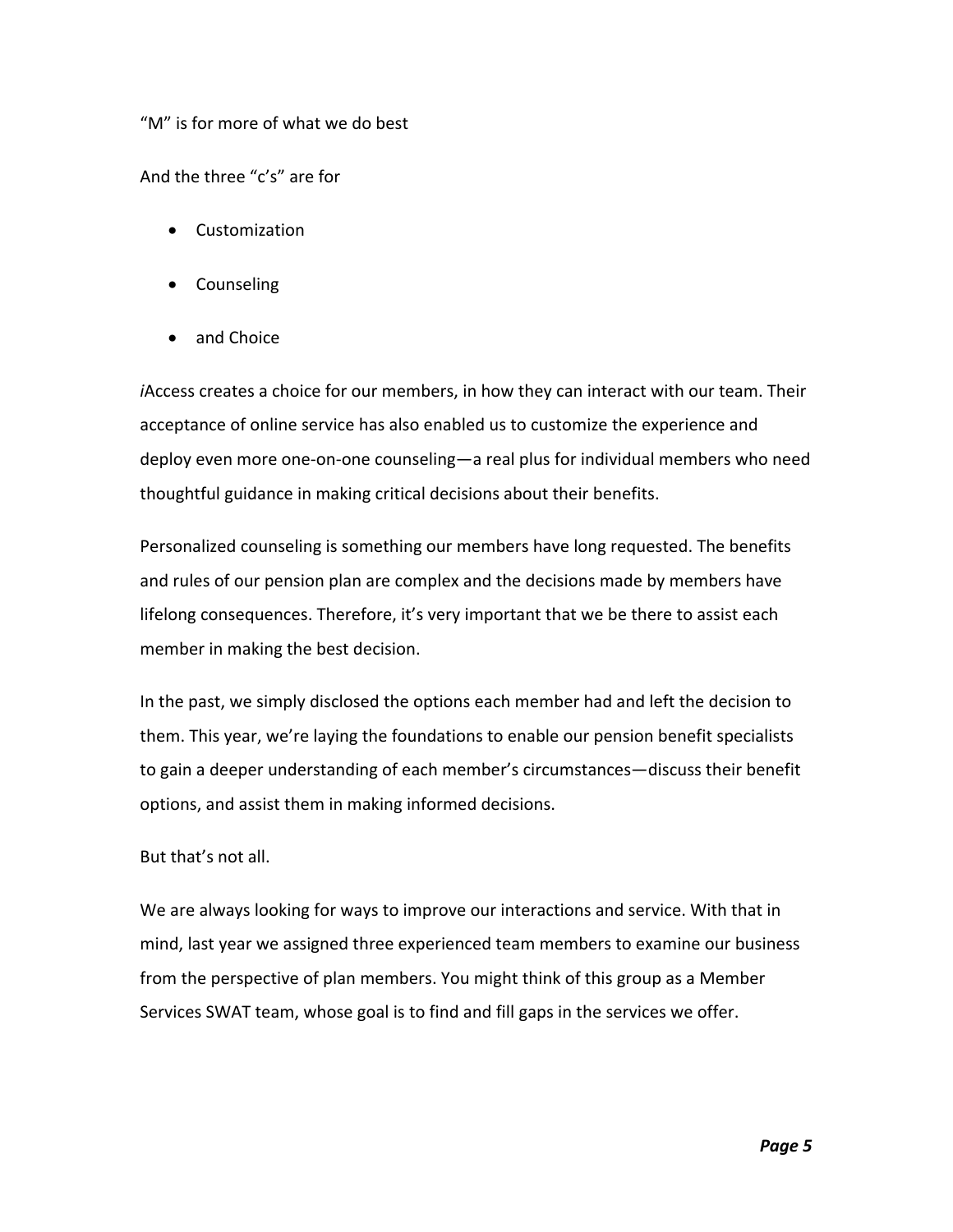“M” is for more of what we do best

And the three “c’s” are for

- Customization
- Counseling
- and Choice

*i*Access creates a choice for our members, in how they can interact with our team. Their acceptance of online service has also enabled us to customize the experience and deploy even more one-on-one counseling—a real plus for individual members who need thoughtful guidance in making critical decisions about their benefits.

Personalized counseling is something our members have long requested. The benefits and rules of our pension plan are complex and the decisions made by members have lifelong consequences. Therefore, it’s very important that we be there to assist each member in making the best decision.

In the past, we simply disclosed the options each member had and left the decision to them. This year, we’re laying the foundations to enable our pension benefit specialists to gain a deeper understanding of each member’s circumstances—discuss their benefit options, and assist them in making informed decisions.

But that’s not all.

We are always looking for ways to improve our interactions and service. With that in mind, last year we assigned three experienced team members to examine our business from the perspective of plan members. You might think of this group as a Member Services SWAT team, whose goal is to find and fill gaps in the services we offer.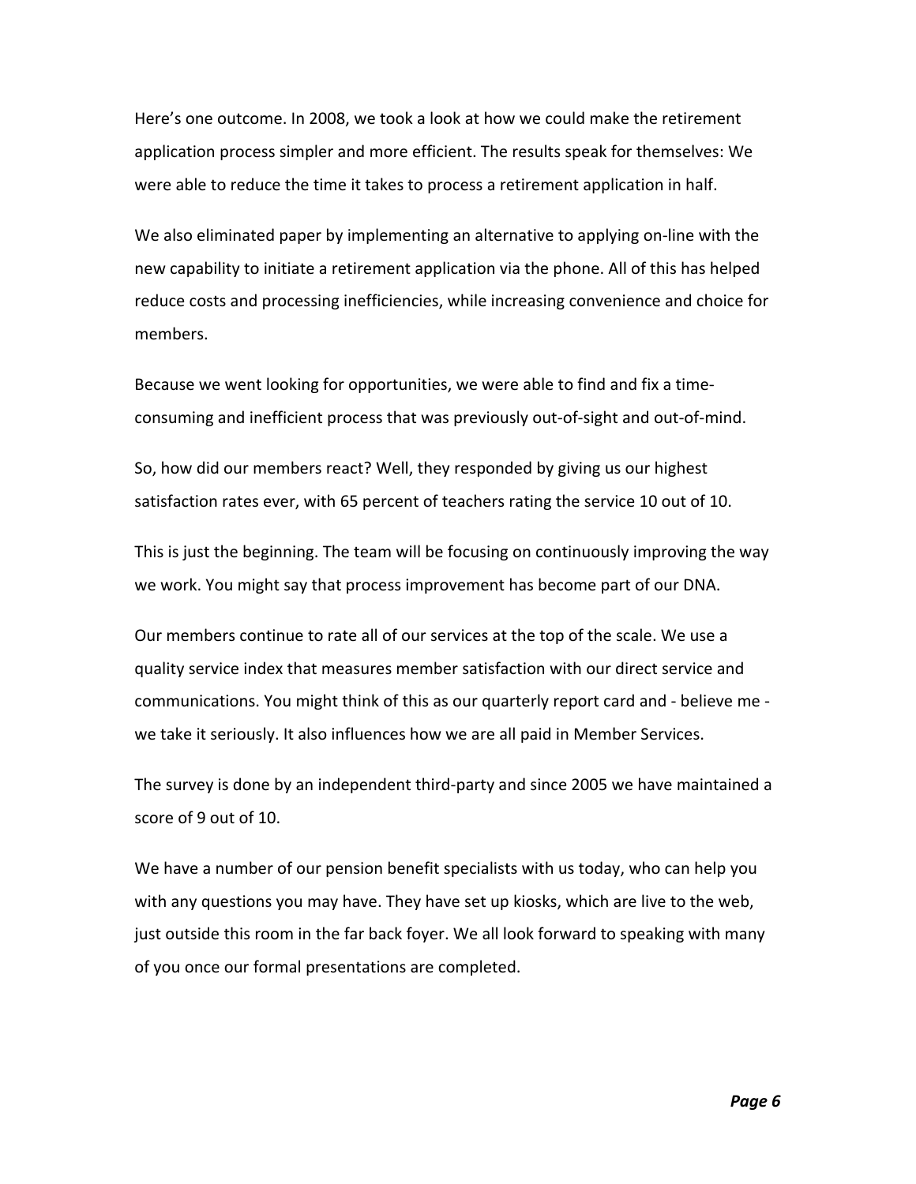Here's one outcome. In 2008, we took a look at how we could make the retirement application process simpler and more efficient. The results speak for themselves: We were able to reduce the time it takes to process a retirement application in half.

We also eliminated paper by implementing an alternative to applying on-line with the new capability to initiate a retirement application via the phone. All of this has helped reduce costs and processing inefficiencies, while increasing convenience and choice for members.

Because we went looking for opportunities, we were able to find and fix a time-consuming and inefficient process that was previously out-of-sight and out-of-mind.

So, how did our members react? Well, they responded by giving us our highest satisfaction rates ever, with 65 percent of teachers rating the service 10 out of 10.

This is just the beginning. The team will be focusing on continuously improving the way we work. You might say that process improvement has become part of our DNA.

Our members continue to rate all of our services at the top of the scale. We use a quality service index that measures member satisfaction with our direct service and communications. You might think of this as our quarterly report card and - believe me - we take it seriously. It also influences how we are all paid in Member Services.

The survey is done by an independent third-party and since 2005 we have maintained a score of 9 out of 10.

We have a number of our pension benefit specialists with us today, who can help you with any questions you may have. They have set up kiosks, which are live to the web, just outside this room in the far back foyer. We all look forward to speaking with many of you once our formal presentations are completed.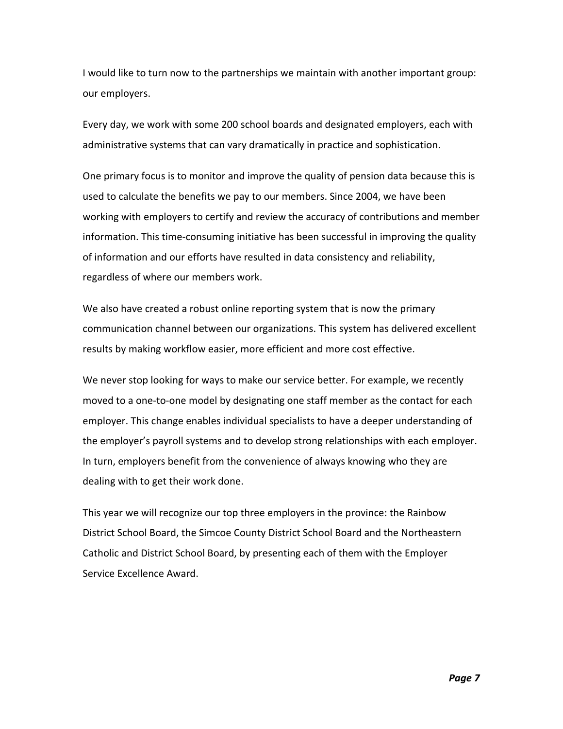I would like to turn now to the partnerships we maintain with another important group: our employers.

Every day, we work with some 200 school boards and designated employers, each with administrative systems that can vary dramatically in practice and sophistication.

One primary focus is to monitor and improve the quality of pension data because this is used to calculate the benefits we pay to our members. Since 2004, we have been working with employers to certify and review the accuracy of contributions and member information. This time-consuming initiative has been successful in improving the quality of information and our efforts have resulted in data consistency and reliability, regardless of where our members work.

We also have created a robust online reporting system that is now the primary communication channel between our organizations. This system has delivered excellent results by making workflow easier, more efficient and more cost effective.

We never stop looking for ways to make our service better. For example, we recently moved to a one-to-one model by designating one staff member as the contact for each employer. This change enables individual specialists to have a deeper understanding of the employer's payroll systems and to develop strong relationships with each employer. In turn, employers benefit from the convenience of always knowing who they are dealing with to get their work done.

This year we will recognize our top three employers in the province: the Rainbow District School Board, the Simcoe County District School Board and the Northeastern Catholic and District School Board, by presenting each of them with the Employer Service Excellence Award.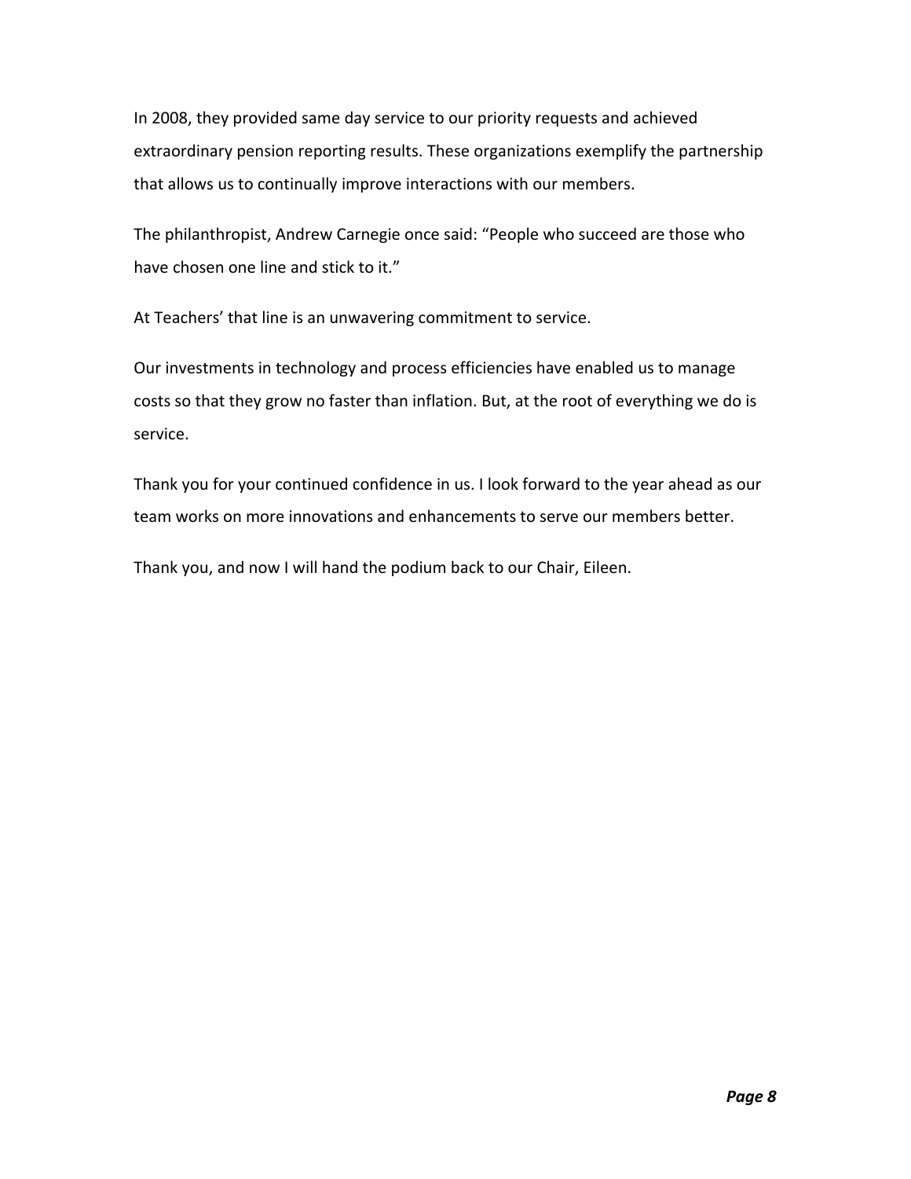In 2008, they provided same day service to our priority requests and achieved extraordinary pension reporting results. These organizations exemplify the partnership that allows us to continually improve interactions with our members.

The philanthropist, Andrew Carnegie once said: "People who succeed are those who have chosen one line and stick to it."

At Teachers' that line is an unwavering commitment to service.

Our investments in technology and process efficiencies have enabled us to manage costs so that they grow no faster than inflation. But, at the root of everything we do is service.

Thank you for your continued confidence in us. I look forward to the year ahead as our team works on more innovations and enhancements to serve our members better.

Thank you, and now I will hand the podium back to our Chair, Eileen.